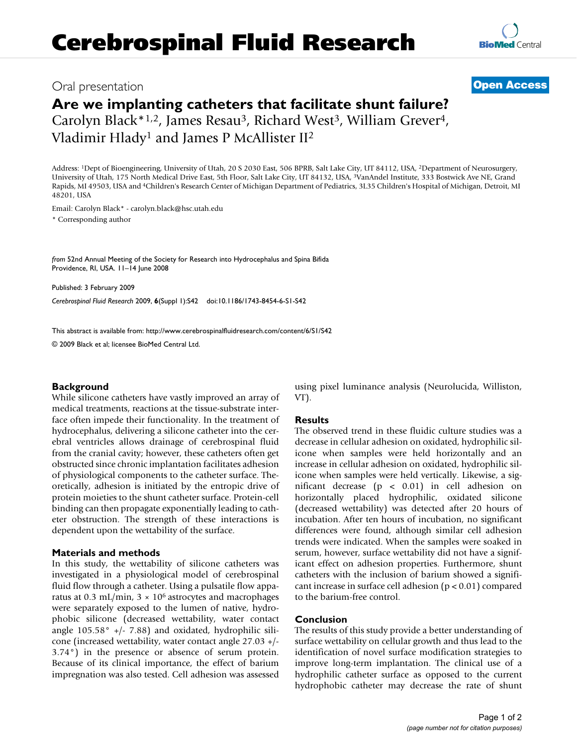# Cerebrospinal Fluid Research

Oral presentation

**Open Access**

## Are we implanting catheters that facilitate shunt failure?

Carolyn Black*[1,2], James Resau[3], Richard West[3], William Grever[4], Vladimir Hlady[1] and James P McAllister II[2]

Address: [1]Dept of Bioengineering, University of Utah, 20 S 2030 East, 506 BPRB, Salt Lake City, UT 84112, USA, [2]Department of Neurosurgery, University of Utah, 175 North Medical Drive East, 5th Floor, Salt Lake City, UT 84132, USA, [3]VanAndel Institute, 333 Bostwick Ave NE, Grand Rapids, MI 49503, USA and [4]Children's Research Center of Michigan Department of Pediatrics, 3L35 Children's Hospital of Michigan, Detroit, MI 48201, USA

Email: Carolyn Black* - carolyn.black@hsc.utah.edu

* Corresponding author

*from* 52nd Annual Meeting of the Society for Research into Hydrocephalus and Spina Bifida
Providence, RI, USA. 11–14 June 2008

Published: 3 February 2009

*Cerebrospinal Fluid Research* 2009, **6**(Suppl 1):S42 doi:10.1186/1743-8454-6-S1-S42

This abstract is available from: http://www.cerebrospinalfluidresearch.com/content/6/S1/S42

© 2009 Black et al; licensee BioMed Central Ltd.

### Background

While silicone catheters have vastly improved an array of medical treatments, reactions at the tissue-substrate interface often impede their functionality. In the treatment of hydrocephalus, delivering a silicone catheter into the cerebral ventricles allows drainage of cerebrospinal fluid from the cranial cavity; however, these catheters often get obstructed since chronic implantation facilitates adhesion of physiological components to the catheter surface. Theoretically, adhesion is initiated by the entropic drive of protein moieties to the shunt catheter surface. Protein-cell binding can then propagate exponentially leading to catheter obstruction. The strength of these interactions is dependent upon the wettability of the surface.

### Materials and methods

In this study, the wettability of silicone catheters was investigated in a physiological model of cerebrospinal fluid flow through a catheter. Using a pulsatile flow apparatus at 0.3 mL/min, $3 \times 10^6$ astrocytes and macrophages were separately exposed to the lumen of native, hydrophobic silicone (decreased wettability, water contact angle 105.58° +/- 7.88) and oxidated, hydrophilic silicone (increased wettability, water contact angle 27.03 +/- 3.74°) in the presence or absence of serum protein. Because of its clinical importance, the effect of barium impregnation was also tested. Cell adhesion was assessed using pixel luminance analysis (Neurolucida, Williston, VT).

### Results

The observed trend in these fluidic culture studies was a decrease in cellular adhesion on oxidated, hydrophilic silicone when samples were held horizontally and an increase in cellular adhesion on oxidated, hydrophilic silicone when samples were held vertically. Likewise, a significant decrease ($p < 0.01$) in cell adhesion on horizontally placed hydrophilic, oxidated silicone (decreased wettability) was detected after 20 hours of incubation. After ten hours of incubation, no significant differences were found, although similar cell adhesion trends were indicated. When the samples were soaked in serum, however, surface wettability did not have a significant effect on adhesion properties. Furthermore, shunt catheters with the inclusion of barium showed a significant increase in surface cell adhesion ($p < 0.01$) compared to the barium-free control.

### Conclusion

The results of this study provide a better understanding of surface wettability on cellular growth and thus lead to the identification of novel surface modification strategies to improve long-term implantation. The clinical use of a hydrophilic catheter surface as opposed to the current hydrophobic catheter may decrease the rate of shunt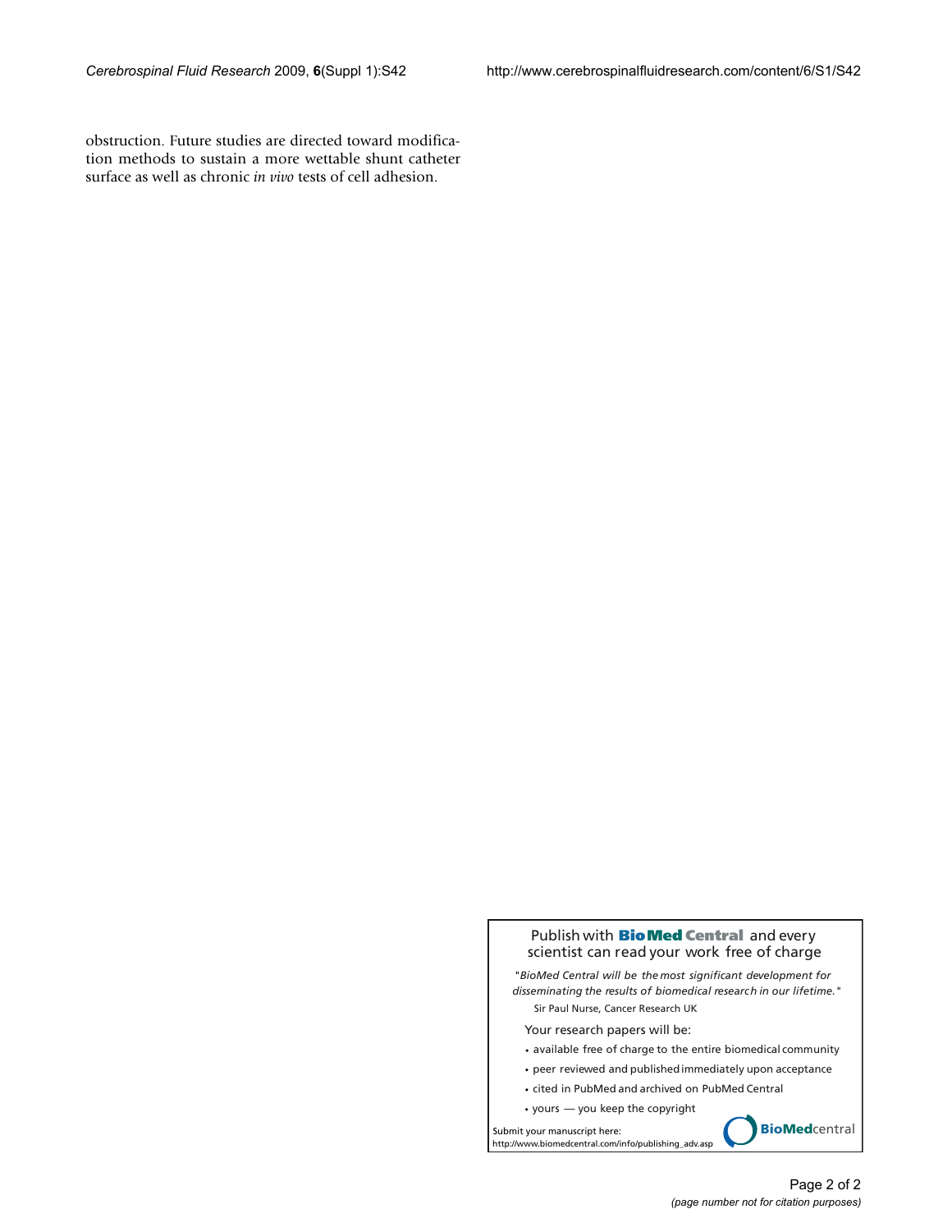obstruction. Future studies are directed toward modification methods to sustain a more wettable shunt catheter surface as well as chronic *in vivo* tests of cell adhesion.

Publish with **BioMed Central** and every scientist can read your work free of charge

"*BioMed Central will be the most significant development for disseminating the results of biomedical research in our lifetime.*"

Sir Paul Nurse, Cancer Research UK

Your research papers will be:

- available free of charge to the entire biomedical community
- peer reviewed and published immediately upon acceptance
- cited in PubMed and archived on PubMed Central
- yours — you keep the copyright

Submit your manuscript here:
http://www.biomedcentral.com/info/publishing_adv.asp

**BioMed**central